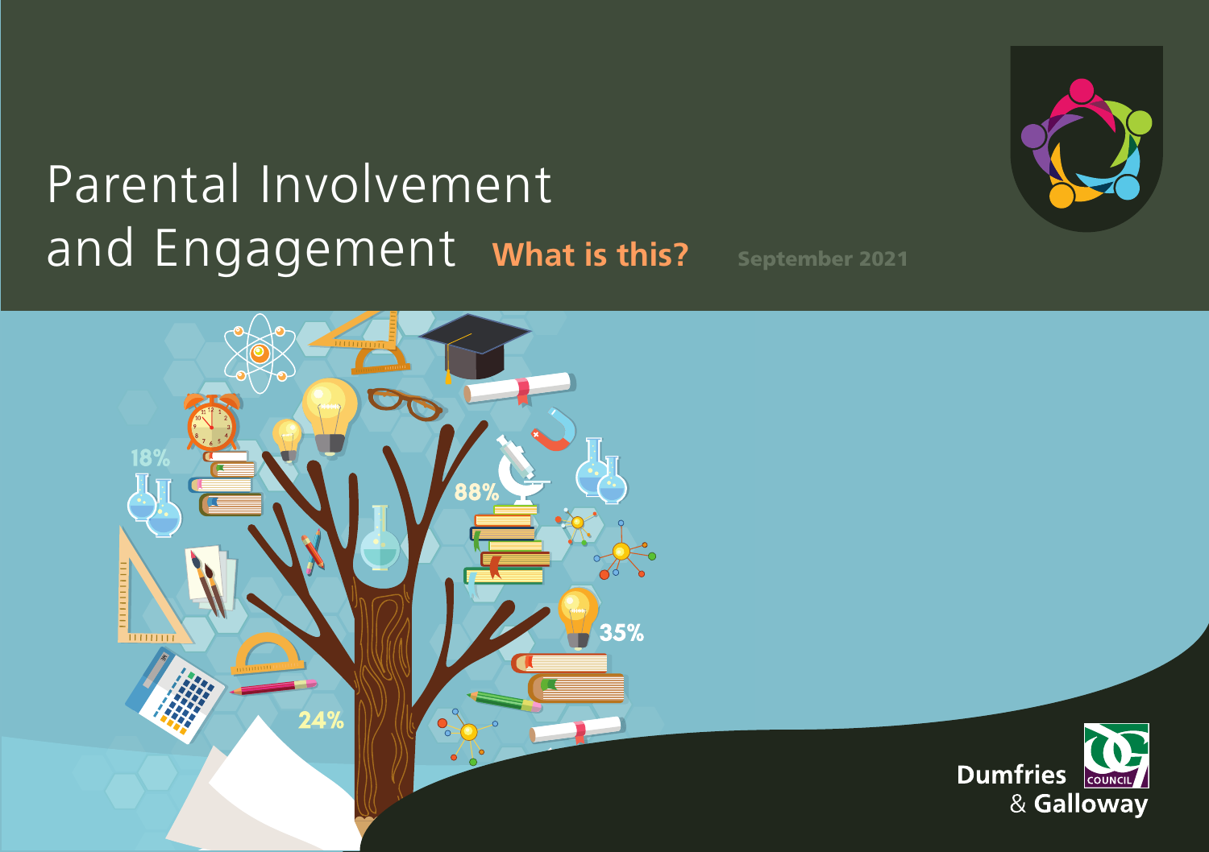# Parental Involvement and Engagement

**What is this?**

September 2021

Dumfries & Galloway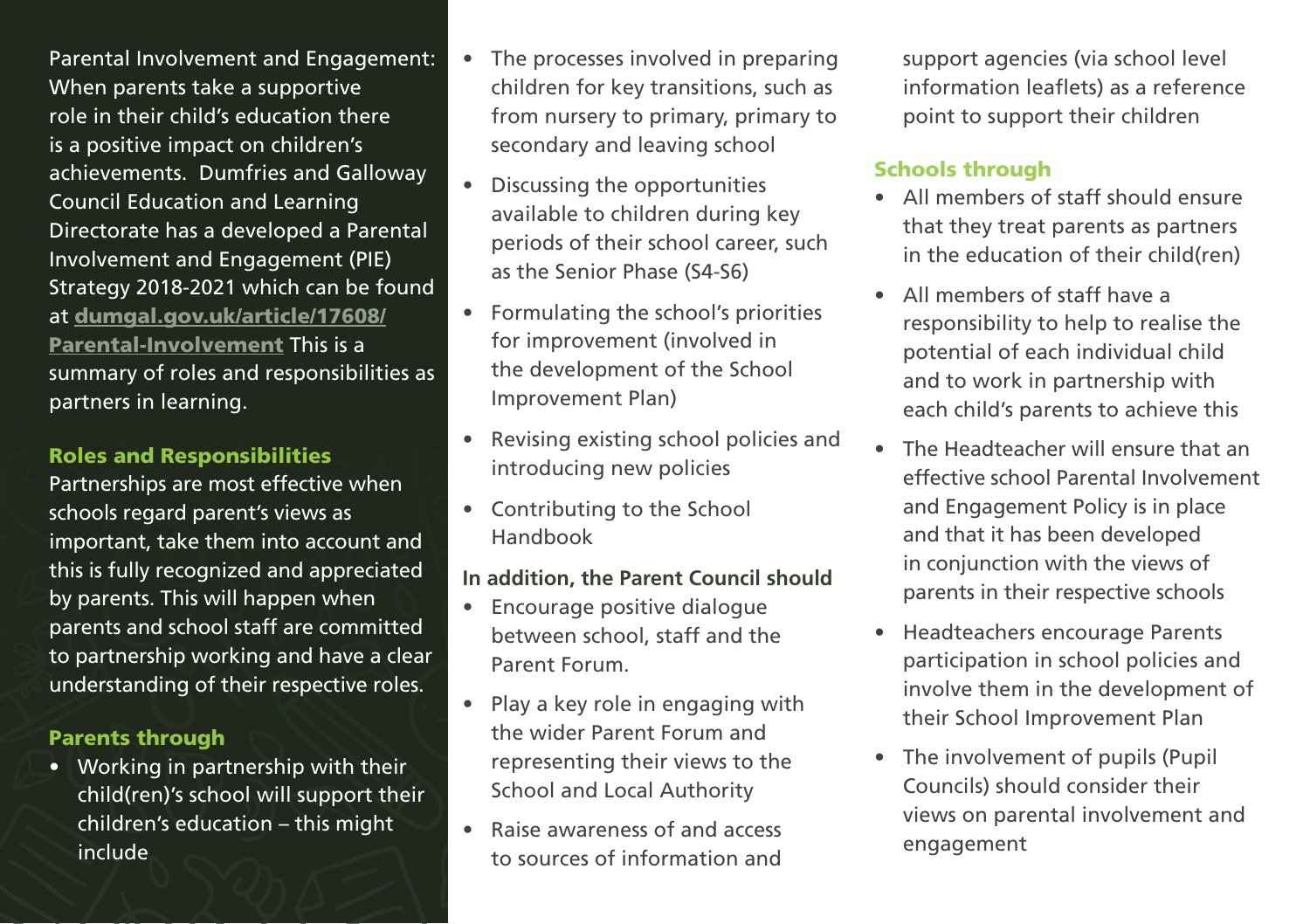Parental Involvement and Engagement: When parents take a supportive role in their child's education there is a positive impact on children's achievements. Dumfries and Galloway Council Education and Learning Directorate has a developed a Parental Involvement and Engagement (PIE) Strategy 2018-2021 which can be found at **dumgal.gov.uk/article/17608/Parental-Involvement** This is a summary of roles and responsibilities as partners in learning.

### Roles and Responsibilities

Partnerships are most effective when schools regard parent's views as important, take them into account and this is fully recognized and appreciated by parents. This will happen when parents and school staff are committed to partnership working and have a clear understanding of their respective roles.

### Parents through

- Working in partnership with their child(ren)'s school will support their children's education – this might include
- The processes involved in preparing children for key transitions, such as from nursery to primary, primary to secondary and leaving school
- Discussing the opportunities available to children during key periods of their school career, such as the Senior Phase (S4-S6)
- Formulating the school's priorities for improvement (involved in the development of the School Improvement Plan)
- Revising existing school policies and introducing new policies
- Contributing to the School Handbook

**In addition, the Parent Council should**

- Encourage positive dialogue between school, staff and the Parent Forum.
- Play a key role in engaging with the wider Parent Forum and representing their views to the School and Local Authority
- Raise awareness of and access to sources of information and support agencies (via school level information leaflets) as a reference point to support their children

### Schools through

- All members of staff should ensure that they treat parents as partners in the education of their child(ren)
- All members of staff have a responsibility to help to realise the potential of each individual child and to work in partnership with each child's parents to achieve this
- The Headteacher will ensure that an effective school Parental Involvement and Engagement Policy is in place and that it has been developed in conjunction with the views of parents in their respective schools
- Headteachers encourage Parents participation in school policies and involve them in the development of their School Improvement Plan
- The involvement of pupils (Pupil Councils) should consider their views on parental involvement and engagement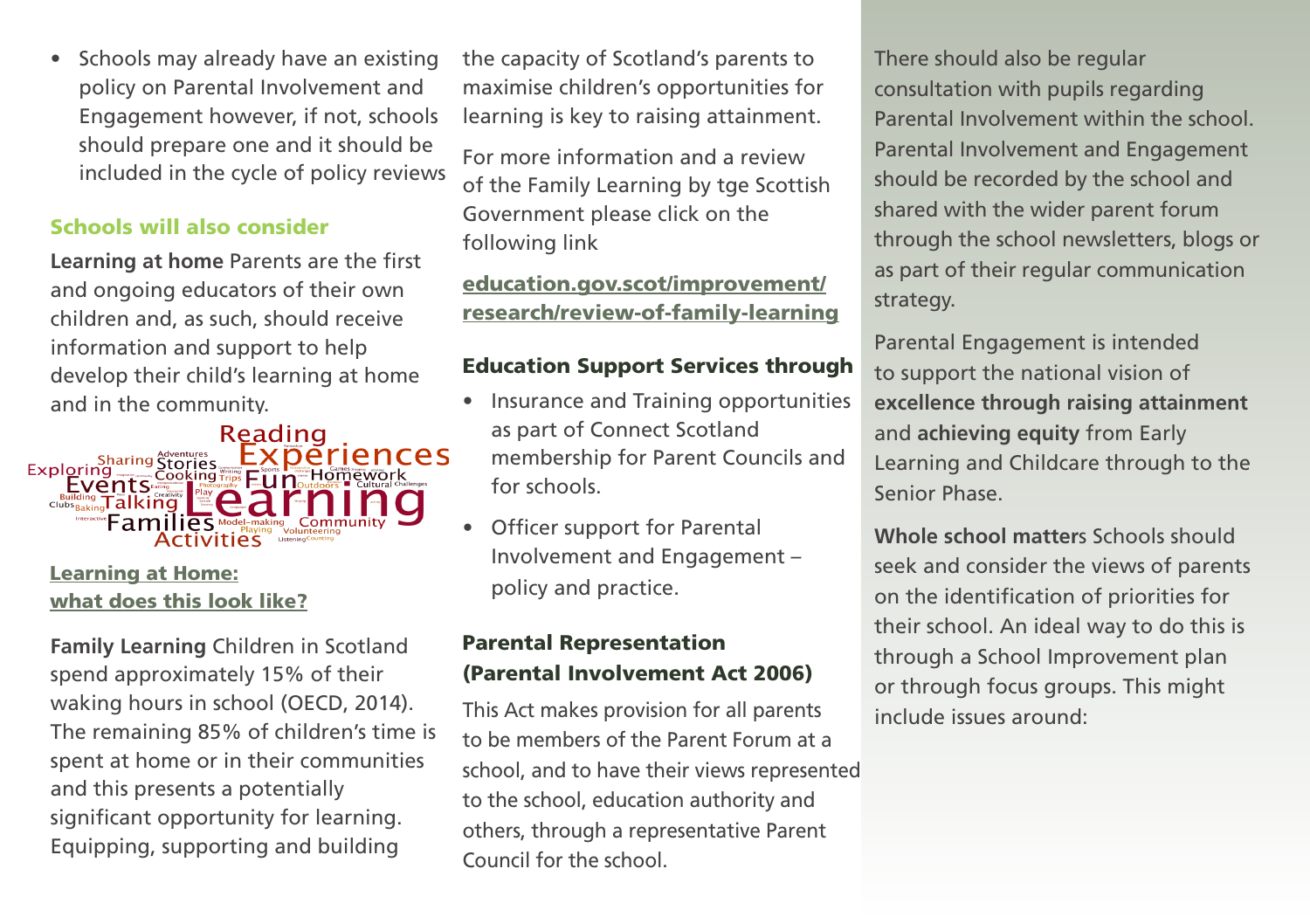- Schools may already have an existing policy on Parental Involvement and Engagement however, if not, schools should prepare one and it should be included in the cycle of policy reviews

### Schools will also consider

**Learning at home** Parents are the first and ongoing educators of their own children and, as such, should receive information and support to help develop their child's learning at home and in the community.

**Learning at Home: what does this look like?**

**Family Learning** Children in Scotland spend approximately 15% of their waking hours in school (OECD, 2014). The remaining 85% of children's time is spent at home or in their communities and this presents a potentially significant opportunity for learning. Equipping, supporting and building the capacity of Scotland's parents to maximise children's opportunities for learning is key to raising attainment.

For more information and a review of the Family Learning by tge Scottish Government please click on the following link

**education.gov.scot/improvement/research/review-of-family-learning**

### Education Support Services through

- Insurance and Training opportunities as part of Connect Scotland membership for Parent Councils and for schools.
- Officer support for Parental Involvement and Engagement – policy and practice.

### Parental Representation (Parental Involvement Act 2006)

This Act makes provision for all parents to be members of the Parent Forum at a school, and to have their views represented to the school, education authority and others, through a representative Parent Council for the school.

There should also be regular consultation with pupils regarding Parental Involvement within the school. Parental Involvement and Engagement should be recorded by the school and shared with the wider parent forum through the school newsletters, blogs or as part of their regular communication strategy.

Parental Engagement is intended to support the national vision of **excellence through raising attainment** and **achieving equity** from Early Learning and Childcare through to the Senior Phase.

**Whole school matter**s Schools should seek and consider the views of parents on the identification of priorities for their school. An ideal way to do this is through a School Improvement plan or through focus groups. This might include issues around: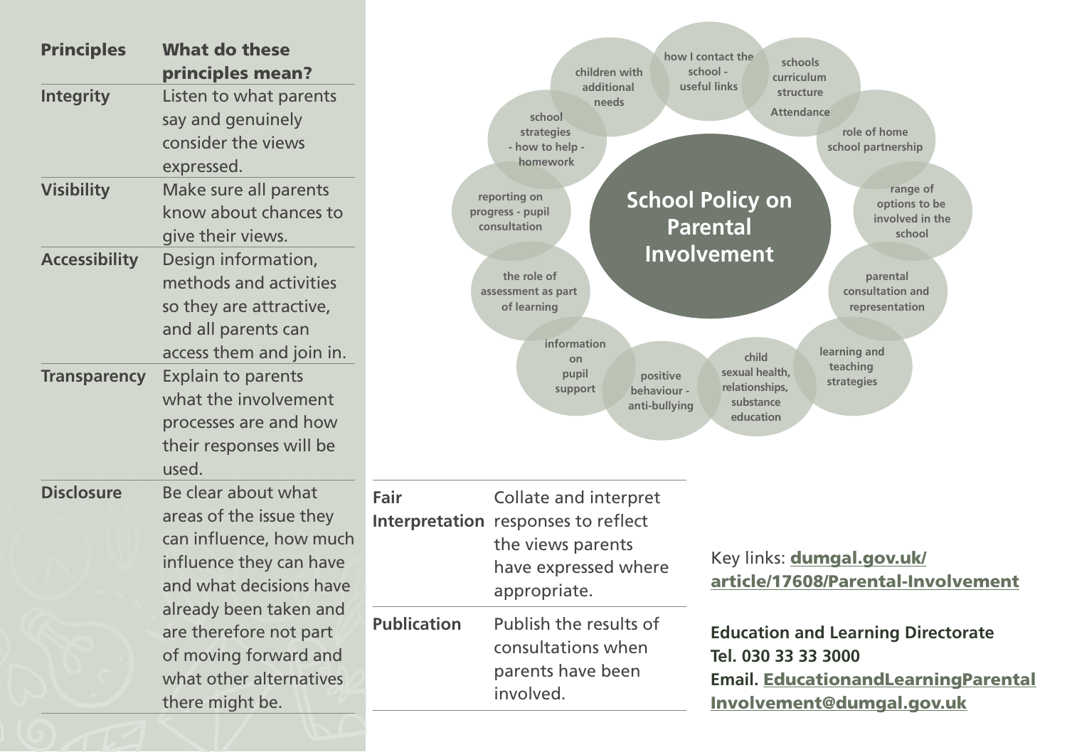| Principles | What do these principles mean? |
|---|---|
| Integrity | Listen to what parents say and genuinely consider the views expressed. |
| Visibility | Make sure all parents know about chances to give their views. |
| Accessibility | Design information, methods and activities so they are attractive, and all parents can access them and join in. |
| Transparency | Explain to parents what the involvement processes are and how their responses will be used. |
| Disclosure | Be clear about what areas of the issue they can influence, how much influence they can have and what decisions have already been taken and are therefore not part of moving forward and what other alternatives there might be. |
| Fair Interpretation | Collate and interpret responses to reflect the views parents have expressed where appropriate. |
| Publication | Publish the results of consultations when parents have been involved. |

School Policy on Parental Involvement

how I contact the school - useful links

schools curriculum structure

Attendance

role of home school partnership

range of options to be involved in the school

parental consultation and representation

learning and teaching strategies

child sexual health, relationships, substance education

positive behaviour - anti-bullying

information on pupil support

the role of assessment as part of learning

reporting on progress - pupil consultation

school strategies - how to help - homework

children with additional needs

Key links: **dumgal.gov.uk/article/17608/Parental-Involvement**

**Education and Learning Directorate**
**Tel. 030 33 33 3000**
**Email. EducationandLearningParentalInvolvement@dumgal.gov.uk**